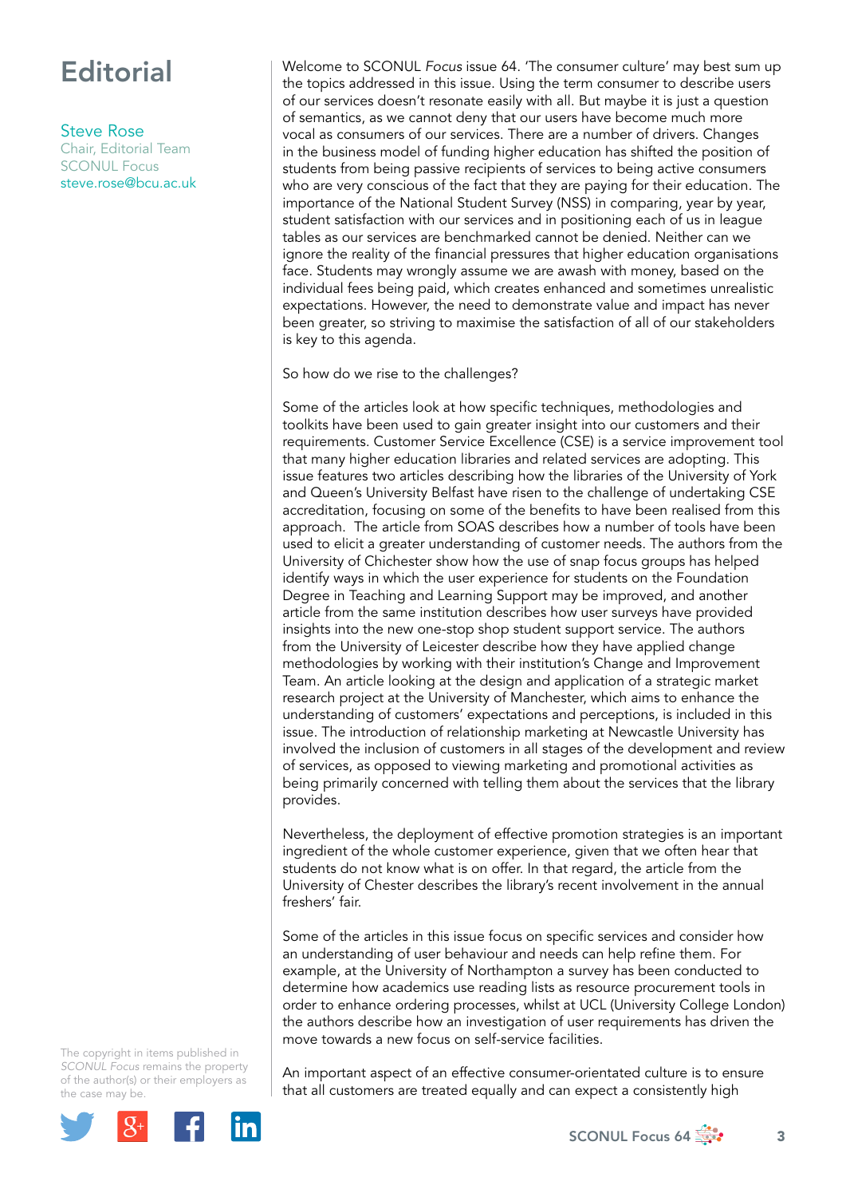# Editorial

**Steve Rose**
Chair, Editorial Team
SCONUL Focus
steve.rose@bcu.ac.uk

Welcome to SCONUL *Focus* issue 64. 'The consumer culture' may best sum up the topics addressed in this issue. Using the term consumer to describe users of our services doesn't resonate easily with all. But maybe it is just a question of semantics, as we cannot deny that our users have become much more vocal as consumers of our services. There are a number of drivers. Changes in the business model of funding higher education has shifted the position of students from being passive recipients of services to being active consumers who are very conscious of the fact that they are paying for their education. The importance of the National Student Survey (NSS) in comparing, year by year, student satisfaction with our services and in positioning each of us in league tables as our services are benchmarked cannot be denied. Neither can we ignore the reality of the financial pressures that higher education organisations face. Students may wrongly assume we are awash with money, based on the individual fees being paid, which creates enhanced and sometimes unrealistic expectations. However, the need to demonstrate value and impact has never been greater, so striving to maximise the satisfaction of all of our stakeholders is key to this agenda.

So how do we rise to the challenges?

Some of the articles look at how specific techniques, methodologies and toolkits have been used to gain greater insight into our customers and their requirements. Customer Service Excellence (CSE) is a service improvement tool that many higher education libraries and related services are adopting. This issue features two articles describing how the libraries of the University of York and Queen's University Belfast have risen to the challenge of undertaking CSE accreditation, focusing on some of the benefits to have been realised from this approach. The article from SOAS describes how a number of tools have been used to elicit a greater understanding of customer needs. The authors from the University of Chichester show how the use of snap focus groups has helped identify ways in which the user experience for students on the Foundation Degree in Teaching and Learning Support may be improved, and another article from the same institution describes how user surveys have provided insights into the new one-stop shop student support service. The authors from the University of Leicester describe how they have applied change methodologies by working with their institution's Change and Improvement Team. An article looking at the design and application of a strategic market research project at the University of Manchester, which aims to enhance the understanding of customers' expectations and perceptions, is included in this issue. The introduction of relationship marketing at Newcastle University has involved the inclusion of customers in all stages of the development and review of services, as opposed to viewing marketing and promotional activities as being primarily concerned with telling them about the services that the library provides.

Nevertheless, the deployment of effective promotion strategies is an important ingredient of the whole customer experience, given that we often hear that students do not know what is on offer. In that regard, the article from the University of Chester describes the library's recent involvement in the annual freshers' fair.

Some of the articles in this issue focus on specific services and consider how an understanding of user behaviour and needs can help refine them. For example, at the University of Northampton a survey has been conducted to determine how academics use reading lists as resource procurement tools in order to enhance ordering processes, whilst at UCL (University College London) the authors describe how an investigation of user requirements has driven the move towards a new focus on self-service facilities.

An important aspect of an effective consumer-orientated culture is to ensure that all customers are treated equally and can expect a consistently high

The copyright in items published in *SCONUL Focus* remains the property of the author(s) or their employers as the case may be.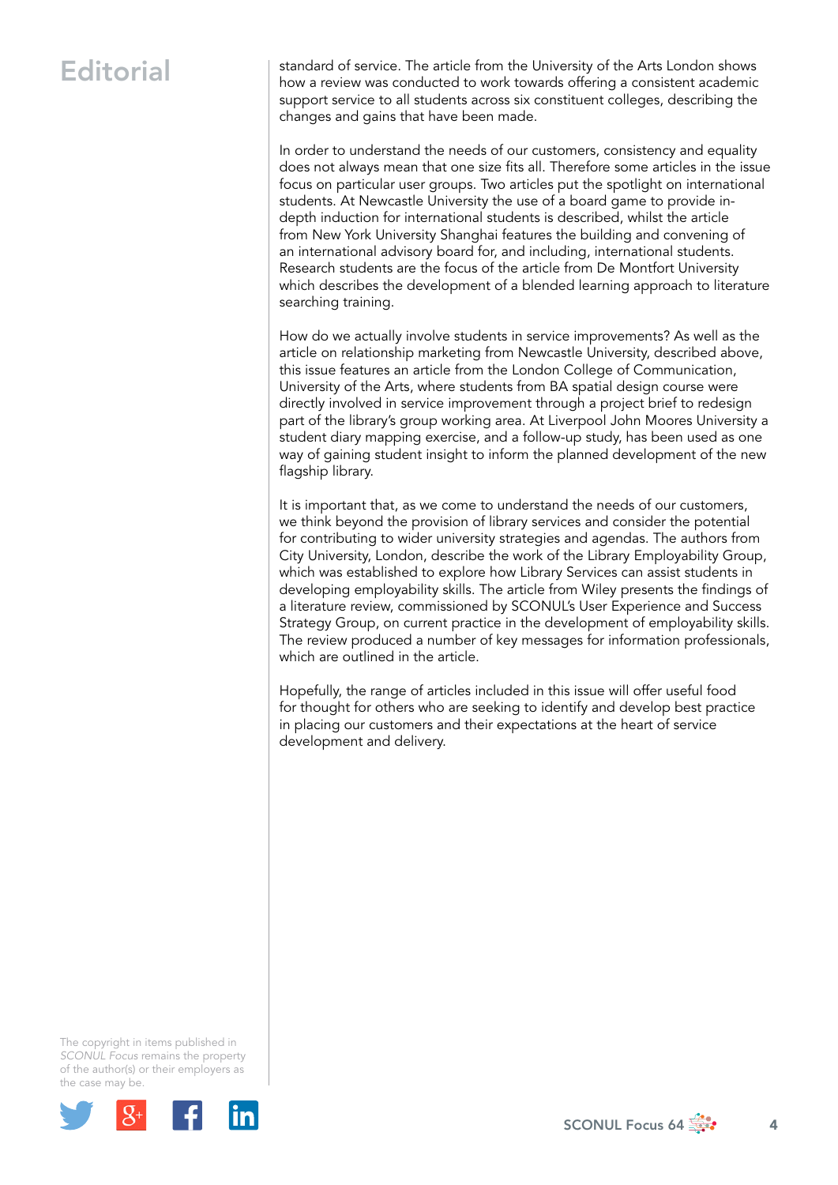# Editorial

standard of service. The article from the University of the Arts London shows how a review was conducted to work towards offering a consistent academic support service to all students across six constituent colleges, describing the changes and gains that have been made.

In order to understand the needs of our customers, consistency and equality does not always mean that one size fits all. Therefore some articles in the issue focus on particular user groups. Two articles put the spotlight on international students. At Newcastle University the use of a board game to provide in-depth induction for international students is described, whilst the article from New York University Shanghai features the building and convening of an international advisory board for, and including, international students. Research students are the focus of the article from De Montfort University which describes the development of a blended learning approach to literature searching training.

How do we actually involve students in service improvements? As well as the article on relationship marketing from Newcastle University, described above, this issue features an article from the London College of Communication, University of the Arts, where students from BA spatial design course were directly involved in service improvement through a project brief to redesign part of the library's group working area. At Liverpool John Moores University a student diary mapping exercise, and a follow-up study, has been used as one way of gaining student insight to inform the planned development of the new flagship library.

It is important that, as we come to understand the needs of our customers, we think beyond the provision of library services and consider the potential for contributing to wider university strategies and agendas. The authors from City University, London, describe the work of the Library Employability Group, which was established to explore how Library Services can assist students in developing employability skills. The article from Wiley presents the findings of a literature review, commissioned by SCONUL's User Experience and Success Strategy Group, on current practice in the development of employability skills. The review produced a number of key messages for information professionals, which are outlined in the article.

Hopefully, the range of articles included in this issue will offer useful food for thought for others who are seeking to identify and develop best practice in placing our customers and their expectations at the heart of service development and delivery.

The copyright in items published in *SCONUL Focus* remains the property of the author(s) or their employers as the case may be.